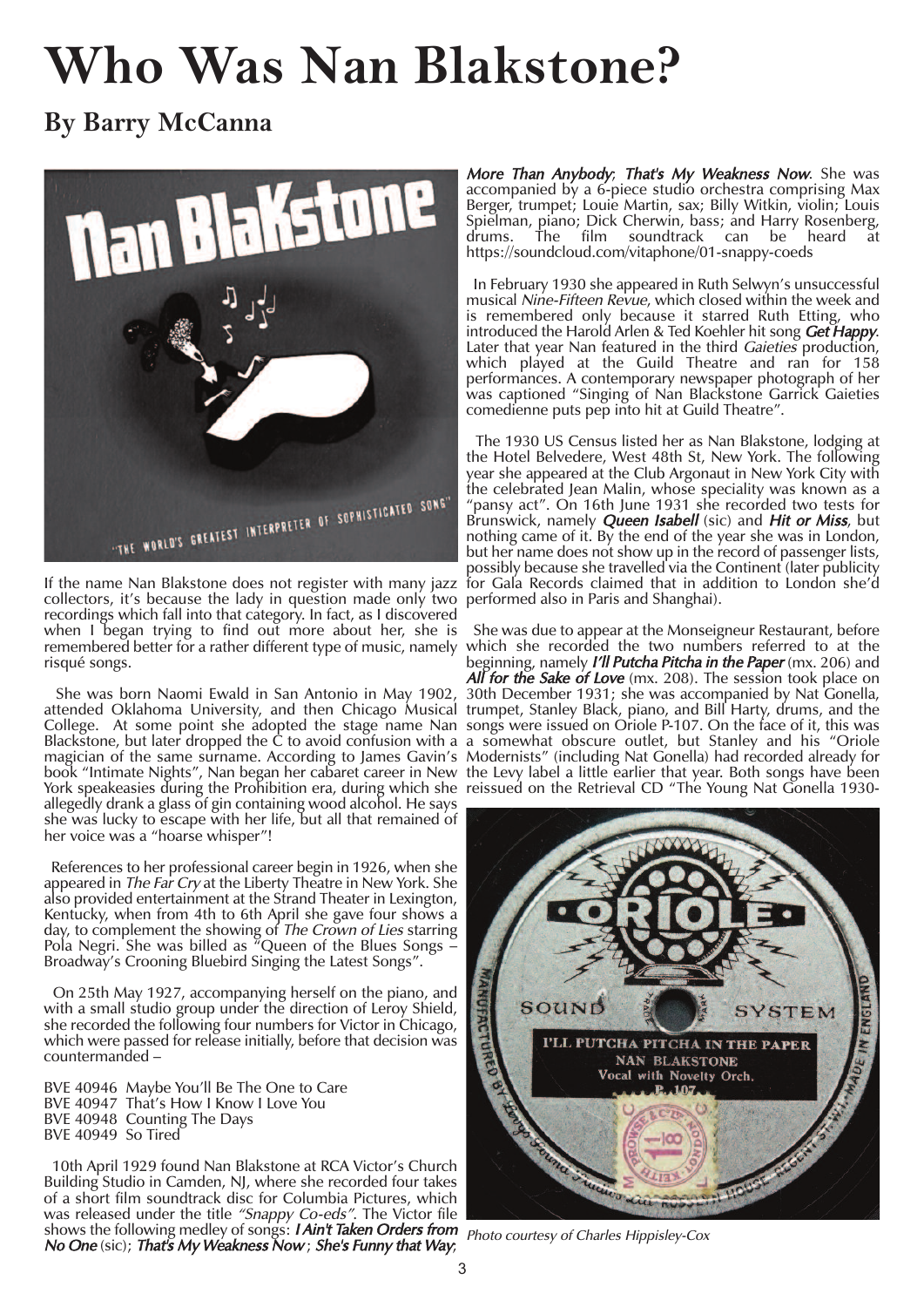# Who Was Nan Blakstone?

## By Barry McCanna

If the name Nan Blakstone does not register with many jazz collectors, it's because the lady in question made only two recordings which fall into that category. In fact, as I discovered when I began trying to find out more about her, she is remembered better for a rather different type of music, namely risqué songs.

She was born Naomi Ewald in San Antonio in May 1902, attended Oklahoma University, and then Chicago Musical College. At some point she adopted the stage name Nan Blackstone, but later dropped the C to avoid confusion with a magician of the same surname. According to James Gavin's book "Intimate Nights", Nan began her cabaret career in New York speakeasies during the Prohibition era, during which she allegedly drank a glass of gin containing wood alcohol. He says she was lucky to escape with her life, but all that remained of her voice was a "hoarse whisper"!

References to her professional career begin in 1926, when she appeared in *The Far Cry* at the Liberty Theatre in New York. She also provided entertainment at the Strand Theater in Lexington, Kentucky, when from 4th to 6th April she gave four shows a day, to complement the showing of *The Crown of Lies* starring Pola Negri. She was billed as "Queen of the Blues Songs – Broadway's Crooning Bluebird Singing the Latest Songs".

On 25th May 1927, accompanying herself on the piano, and with a small studio group under the direction of Leroy Shield, she recorded the following four numbers for Victor in Chicago, which were passed for release initially, before that decision was countermanded –

BVE 40946 Maybe You'll Be The One to Care
BVE 40947 That's How I Know I Love You
BVE 40948 Counting The Days
BVE 40949 So Tired

10th April 1929 found Nan Blakstone at RCA Victor's Church Building Studio in Camden, NJ, where she recorded four takes of a short film soundtrack disc for Columbia Pictures, which was released under the title *"Snappy Co-eds"*. The Victor file shows the following medley of songs: ***I Ain't Taken Orders from No One*** (sic); ***That's My Weakness Now***; ***She's Funny that Way***; ***More Than Anybody***; ***That's My Weakness Now***. She was accompanied by a 6-piece studio orchestra comprising Max Berger, trumpet; Louie Martin, sax; Billy Witkin, violin; Louis Spielman, piano; Dick Cherwin, bass; and Harry Rosenberg, drums. The film soundtrack can be heard at https://soundcloud.com/vitaphone/01-snappy-coeds

In February 1930 she appeared in Ruth Selwyn's unsuccessful musical *Nine-Fifteen Revue*, which closed within the week and is remembered only because it starred Ruth Etting, who introduced the Harold Arlen & Ted Koehler hit song ***Get Happy***. Later that year Nan featured in the third *Gaieties* production, which played at the Guild Theatre and ran for 158 performances. A contemporary newspaper photograph of her was captioned "Singing of Nan Blackstone Garrick Gaieties comedienne puts pep into hit at Guild Theatre".

The 1930 US Census listed her as Nan Blakstone, lodging at the Hotel Belvedere, West 48th St, New York. The following year she appeared at the Club Argonaut in New York City with the celebrated Jean Malin, whose speciality was known as a "pansy act". On 16th June 1931 she recorded two tests for Brunswick, namely ***Queen Isabell*** (sic) and ***Hit or Miss***, but nothing came of it. By the end of the year she was in London, but her name does not show up in the record of passenger lists, possibly because she travelled via the Continent (later publicity for Gala Records claimed that in addition to London she'd performed also in Paris and Shanghai).

She was due to appear at the Monseigneur Restaurant, before which she recorded the two numbers referred to at the beginning, namely ***I'll Putcha Pitcha in the Paper*** (mx. 206) and ***All for the Sake of Love*** (mx. 208). The session took place on 30th December 1931; she was accompanied by Nat Gonella, trumpet, Stanley Black, piano, and Bill Harty, drums, and the songs were issued on Oriole P-107. On the face of it, this was a somewhat obscure outlet, but Stanley and his "Oriole Modernists" (including Nat Gonella) had recorded already for the Levy label a little earlier that year. Both songs have been reissued on the Retrieval CD "The Young Nat Gonella 1930-

*Photo courtesy of Charles Hippisley-Cox*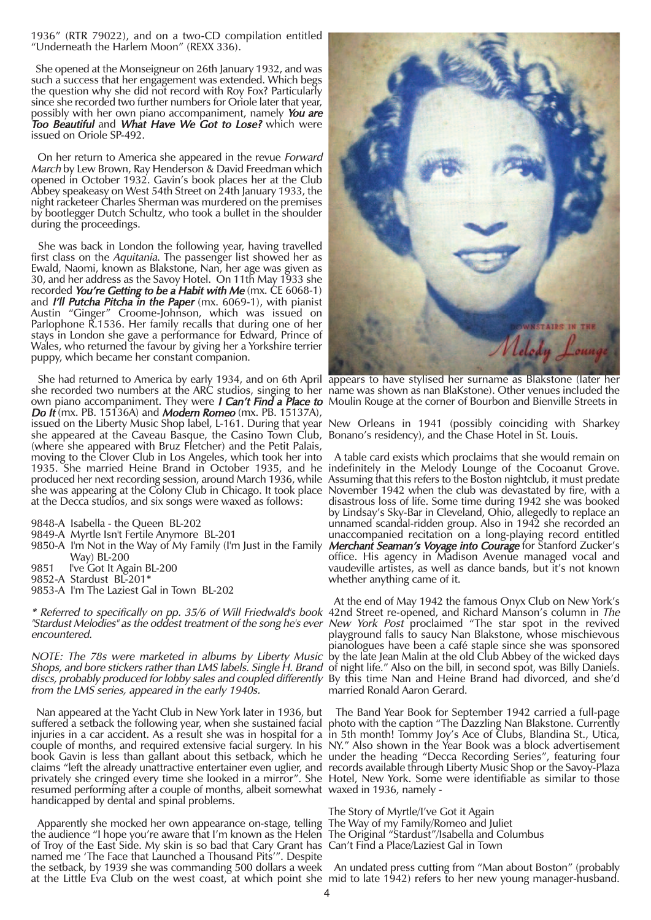1936" (RTR 79022), and on a two-CD compilation entitled "Underneath the Harlem Moon" (REXX 336).

She opened at the Monseigneur on 26th January 1932, and was such a success that her engagement was extended. Which begs the question why she did not record with Roy Fox? Particularly since she recorded two further numbers for Oriole later that year, possibly with her own piano accompaniment, namely ***You are Too Beautiful*** and ***What Have We Got to Lose?*** which were issued on Oriole SP-492.

On her return to America she appeared in the revue *Forward March* by Lew Brown, Ray Henderson & David Freedman which opened in October 1932. Gavin's book places her at the Club Abbey speakeasy on West 54th Street on 24th January 1933, the night racketeer Charles Sherman was murdered on the premises by bootlegger Dutch Schultz, who took a bullet in the shoulder during the proceedings.

She was back in London the following year, having travelled first class on the *Aquitania*. The passenger list showed her as Ewald, Naomi, known as Blakstone, Nan, her age was given as 30, and her address as the Savoy Hotel. On 11th May 1933 she recorded ***You're Getting to be a Habit with Me*** (mx. CE 6068-1) and ***I'll Putcha Pitcha in the Paper*** (mx. 6069-1), with pianist Austin "Ginger" Croome-Johnson, which was issued on Parlophone R.1536. Her family recalls that during one of her stays in London she gave a performance for Edward, Prince of Wales, who returned the favour by giving her a Yorkshire terrier puppy, which became her constant companion.

She had returned to America by early 1934, and on 6th April she recorded two numbers at the ARC studios, singing to her own piano accompaniment. They were ***I Can't Find a Place to Do It*** (mx. PB. 15136A) and ***Modern Romeo*** (mx. PB. 15137A), issued on the Liberty Music Shop label, L-161. During that year she appeared at the Caveau Basque, the Casino Town Club, (where she appeared with Bruz Fletcher) and the Petit Palais, moving to the Clover Club in Los Angeles, which took her into 1935. She married Heine Brand in October 1935, and he produced her next recording session, around March 1936, while she was appearing at the Colony Club in Chicago. It took place at the Decca studios, and six songs were waxed as follows:

9848-A Isabella - the Queen BL-202
9849-A Myrtle Isn't Fertile Anymore BL-201
9850-A I'm Not in the Way of My Family (I'm Just in the Family Way) BL-200
9851 I've Got It Again BL-200
9852-A Stardust BL-201*
9853-A I'm The Laziest Gal in Town BL-202

*\* Referred to specifically on pp. 35/6 of Will Friedwald's book "Stardust Melodies" as the oddest treatment of the song he's ever encountered.*

*NOTE: The 78s were marketed in albums by Liberty Music Shops, and bore stickers rather than LMS labels. Single H. Brand discs, probably produced for lobby sales and coupled differently from the LMS series, appeared in the early 1940s.*

Nan appeared at the Yacht Club in New York later in 1936, but suffered a setback the following year, when she sustained facial injuries in a car accident. As a result she was in hospital for a couple of months, and required extensive facial surgery. In his book Gavin is less than gallant about this setback, which he claims "left the already unattractive entertainer even uglier, and privately she cringed every time she looked in a mirror". She resumed performing after a couple of months, albeit somewhat handicapped by dental and spinal problems.

Apparently she mocked her own appearance on-stage, telling the audience "I hope you're aware that I'm known as the Helen of Troy of the East Side. My skin is so bad that Cary Grant has named me 'The Face that Launched a Thousand Pits'". Despite the setback, by 1939 she was commanding 500 dollars a week at the Little Eva Club on the west coast, at which point she appears to have stylised her surname as Blakstone (later her name was shown as nan BlaKstone). Other venues included the Moulin Rouge at the corner of Bourbon and Bienville Streets in New Orleans in 1941 (possibly coinciding with Sharkey Bonano's residency), and the Chase Hotel in St. Louis.

A table card exists which proclaims that she would remain on indefinitely in the Melody Lounge of the Cocoanut Grove. Assuming that this refers to the Boston nightclub, it must predate November 1942 when the club was devastated by fire, with a disastrous loss of life. Some time during 1942 she was booked by Lindsay's Sky-Bar in Cleveland, Ohio, allegedly to replace an unnamed scandal-ridden group. Also in 1942 she recorded an unaccompanied recitation on a long-playing record entitled ***Merchant Seaman's Voyage into Courage*** for Stanford Zucker's office. His agency in Madison Avenue managed vocal and vaudeville artistes, as well as dance bands, but it's not known whether anything came of it.

At the end of May 1942 the famous Onyx Club on New York's 42nd Street re-opened, and Richard Manson's column in *The New York Post* proclaimed "The star spot in the revived playground falls to saucy Nan Blakstone, whose mischievous pianologues have been a café staple since she was sponsored by the late Jean Malin at the old Club Abbey of the wicked days of night life." Also on the bill, in second spot, was Billy Daniels. By this time Nan and Heine Brand had divorced, and she'd married Ronald Aaron Gerard.

The Band Year Book for September 1942 carried a full-page photo with the caption "The Dazzling Nan Blakstone. Currently in 5th month! Tommy Joy's Ace of Clubs, Blandina St., Utica, NY." Also shown in the Year Book was a block advertisement under the heading "Decca Recording Series", featuring four records available through Liberty Music Shop or the Savoy-Plaza Hotel, New York. Some were identifiable as similar to those waxed in 1936, namely -

The Story of Myrtle/I've Got it Again
The Way of my Family/Romeo and Juliet
The Original "Stardust"/Isabella and Columbus
Can't Find a Place/Laziest Gal in Town

An undated press cutting from "Man about Boston" (probably mid to late 1942) refers to her new young manager-husband.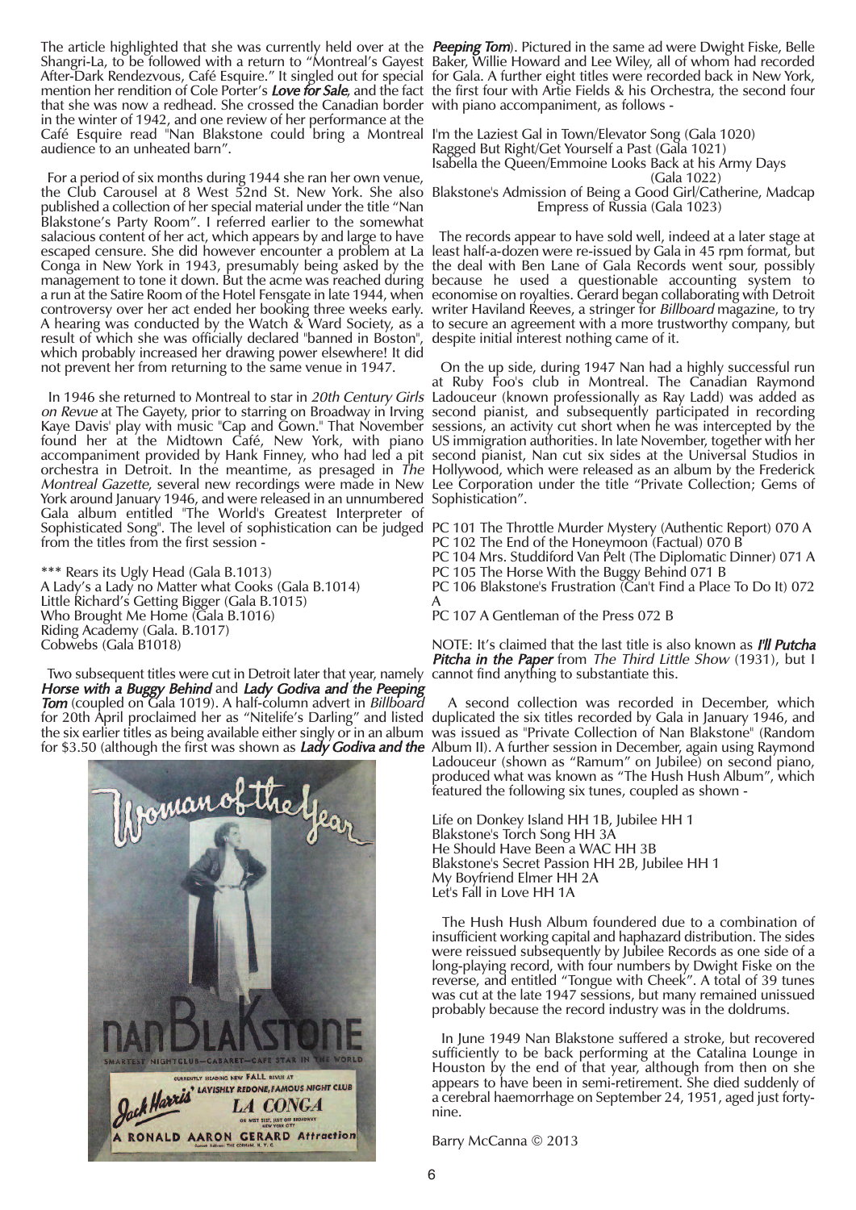The article highlighted that she was currently held over at the Shangri-La, to be followed with a return to "Montreal's Gayest After-Dark Rendezvous, Café Esquire." It singled out for special mention her rendition of Cole Porter's ***Love for Sale***, and the fact that she was now a redhead. She crossed the Canadian border in the winter of 1942, and one review of her performance at the Café Esquire read "Nan Blakstone could bring a Montreal audience to an unheated barn".

For a period of six months during 1944 she ran her own venue, the Club Carousel at 8 West 52nd St. New York. She also published a collection of her special material under the title "Nan Blakstone's Party Room". I referred earlier to the somewhat salacious content of her act, which appears by and large to have escaped censure. She did however encounter a problem at La Conga in New York in 1943, presumably being asked by the management to tone it down. But the acme was reached during a run at the Satire Room of the Hotel Fensgate in late 1944, when controversy over her act ended her booking three weeks early. A hearing was conducted by the Watch & Ward Society, as a result of which she was officially declared "banned in Boston", which probably increased her drawing power elsewhere! It did not prevent her from returning to the same venue in 1947.

In 1946 she returned to Montreal to star in *20th Century Girls on Revue* at The Gayety, prior to starring on Broadway in Irving Kaye Davis' play with music "Cap and Gown." That November found her at the Midtown Café, New York, with piano accompaniment provided by Hank Finney, who had led a pit orchestra in Detroit. In the meantime, as presaged in *The Montreal Gazette*, several new recordings were made in New York around January 1946, and were released in an unnumbered Gala album entitled "The World's Greatest Interpreter of Sophisticated Song". The level of sophistication can be judged from the titles from the first session -

*** Rears its Ugly Head (Gala B.1013)
A Lady's a Lady no Matter what Cooks (Gala B.1014)
Little Richard's Getting Bigger (Gala B.1015)
Who Brought Me Home (Gala B.1016)
Riding Academy (Gala. B.1017)
Cobwebs (Gala B1018)

Two subsequent titles were cut in Detroit later that year, namely ***Horse with a Buggy Behind*** and ***Lady Godiva and the Peeping Tom*** (coupled on Gala 1019). A half-column advert in *Billboard* for 20th April proclaimed her as "Nitelife's Darling" and listed the six earlier titles as being available either singly or in an album for $3.50 (although the first was shown as ***Lady Godiva and the Peeping Tom***). Pictured in the same ad were Dwight Fiske, Belle Baker, Willie Howard and Lee Wiley, all of whom had recorded for Gala. A further eight titles were recorded back in New York, the first four with Artie Fields & his Orchestra, the second four with piano accompaniment, as follows -

I'm the Laziest Gal in Town/Elevator Song (Gala 1020)
Ragged But Right/Get Yourself a Past (Gala 1021)
Isabella the Queen/Emmoine Looks Back at his Army Days (Gala 1022)
Blakstone's Admission of Being a Good Girl/Catherine, Madcap Empress of Russia (Gala 1023)

The records appear to have sold well, indeed at a later stage at least half-a-dozen were re-issued by Gala in 45 rpm format, but the deal with Ben Lane of Gala Records went sour, possibly because he used a questionable accounting system to economise on royalties. Gerard began collaborating with Detroit writer Haviland Reeves, a stringer for *Billboard* magazine, to try to secure an agreement with a more trustworthy company, but despite initial interest nothing came of it.

On the up side, during 1947 Nan had a highly successful run at Ruby Foo's club in Montreal. The Canadian Raymond Ladouceur (known professionally as Ray Ladd) was added as second pianist, and subsequently participated in recording sessions, an activity cut short when he was intercepted by the US immigration authorities. In late November, together with her second pianist, Nan cut six sides at the Universal Studios in Hollywood, which were released as an album by the Frederick Lee Corporation under the title "Private Collection; Gems of Sophistication".

PC 101 The Throttle Murder Mystery (Authentic Report) 070 A
PC 102 The End of the Honeymoon (Factual) 070 B
PC 104 Mrs. Studdiford Van Pelt (The Diplomatic Dinner) 071 A
PC 105 The Horse With the Buggy Behind 071 B
PC 106 Blakstone's Frustration (Can't Find a Place To Do It) 072 A
PC 107 A Gentleman of the Press 072 B

NOTE: It's claimed that the last title is also known as ***I'll Putcha Pitcha in the Paper*** from *The Third Little Show* (1931), but I cannot find anything to substantiate this.

A second collection was recorded in December, which duplicated the six titles recorded by Gala in January 1946, and was issued as "Private Collection of Nan Blakstone" (Random Album II). A further session in December, again using Raymond Ladouceur (shown as "Ramum" on Jubilee) on second piano, produced what was known as "The Hush Hush Album", which featured the following six tunes, coupled as shown -

Life on Donkey Island HH 1B, Jubilee HH 1
Blakstone's Torch Song HH 3A
He Should Have Been a WAC HH 3B
Blakstone's Secret Passion HH 2B, Jubilee HH 1
My Boyfriend Elmer HH 2A
Let's Fall in Love HH 1A

The Hush Hush Album foundered due to a combination of insufficient working capital and haphazard distribution. The sides were reissued subsequently by Jubilee Records as one side of a long-playing record, with four numbers by Dwight Fiske on the reverse, and entitled "Tongue with Cheek". A total of 39 tunes was cut at the late 1947 sessions, but many remained unissued probably because the record industry was in the doldrums.

In June 1949 Nan Blakstone suffered a stroke, but recovered sufficiently to be back performing at the Catalina Lounge in Houston by the end of that year, although from then on she appears to have been in semi-retirement. She died suddenly of a cerebral haemorrhage on September 24, 1951, aged just forty-nine.

Barry McCanna © 2013

Woman of the Year

NAN BLAKSTONE

SMARTEST NIGHTCLUB—CABARET—CAFE STAR IN THE WORLD

CURRENTLY HEADING NEW FALL REVUE AT
Jack Harris' LAVISHLY REDONE, FAMOUS NIGHT CLUB
LA CONGA
ON WEST 51ST, JUST OFF BROADWAY
NEW YORK CITY

A RONALD AARON GERARD Attraction